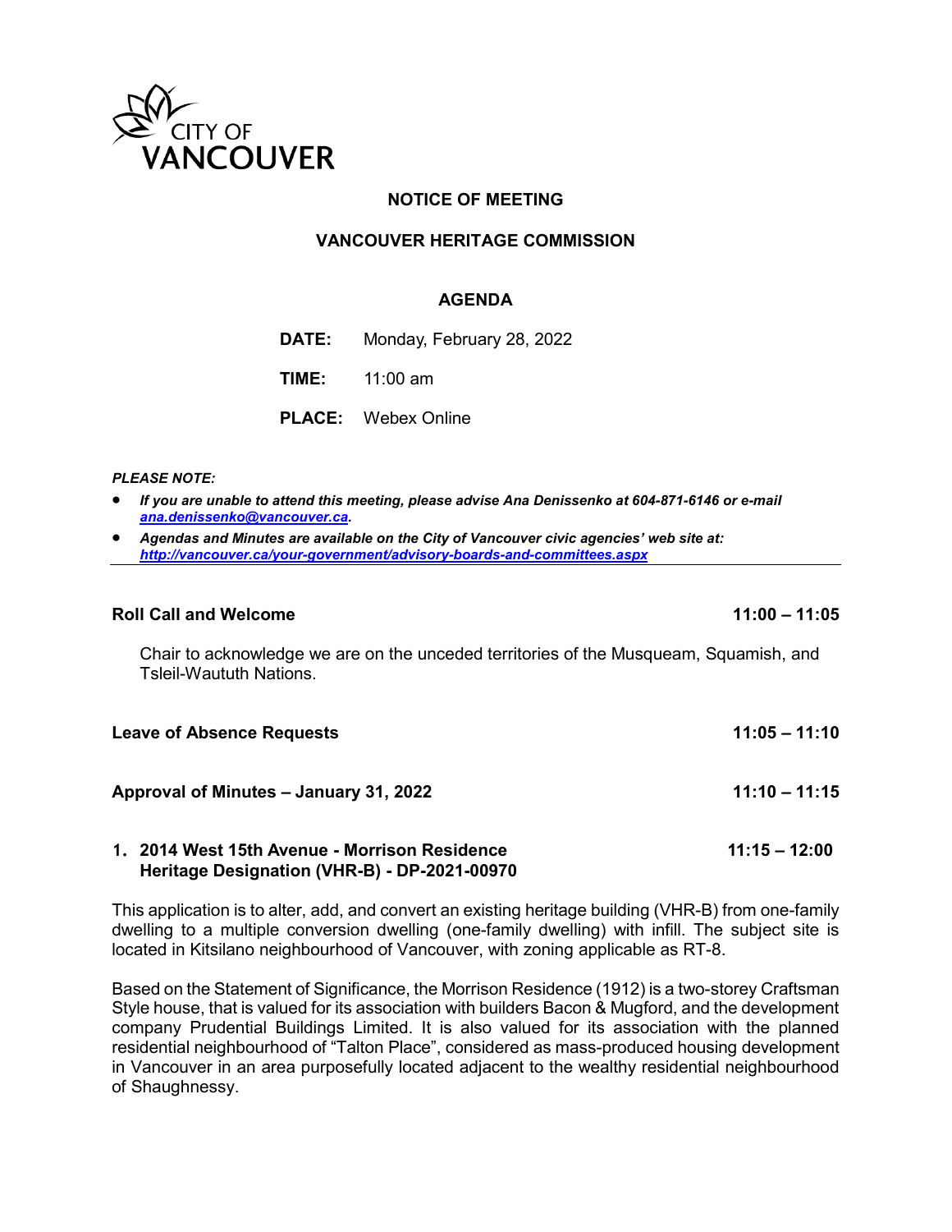CITY OF VANCOUVER

# NOTICE OF MEETING

## VANCOUVER HERITAGE COMMISSION

## AGENDA

**DATE:** Monday, February 28, 2022

**TIME:** 11:00 am

**PLACE:** Webex Online

***PLEASE NOTE:***

- ***If you are unable to attend this meeting, please advise Ana Denissenko at 604-871-6146 or e-mail [ana.denissenko@vancouver.ca](mailto:ana.denissenko@vancouver.ca).***
- ***Agendas and Minutes are available on the City of Vancouver civic agencies' web site at: [http://vancouver.ca/your-government/advisory-boards-and-committees.aspx](http://vancouver.ca/your-government/advisory-boards-and-committees.aspx)***

---

**Roll Call and Welcome** **11:00 – 11:05**

Chair to acknowledge we are on the unceded territories of the Musqueam, Squamish, and Tsleil-Waututh Nations.

**Leave of Absence Requests** **11:05 – 11:10**

**Approval of Minutes – January 31, 2022** **11:10 – 11:15**

**1. 2014 West 15th Avenue - Morrison Residence Heritage Designation (VHR-B) - DP-2021-00970** **11:15 – 12:00**

This application is to alter, add, and convert an existing heritage building (VHR-B) from one-family dwelling to a multiple conversion dwelling (one-family dwelling) with infill. The subject site is located in Kitsilano neighbourhood of Vancouver, with zoning applicable as RT-8.

Based on the Statement of Significance, the Morrison Residence (1912) is a two-storey Craftsman Style house, that is valued for its association with builders Bacon & Mugford, and the development company Prudential Buildings Limited. It is also valued for its association with the planned residential neighbourhood of "Talton Place", considered as mass-produced housing development in Vancouver in an area purposefully located adjacent to the wealthy residential neighbourhood of Shaughnessy.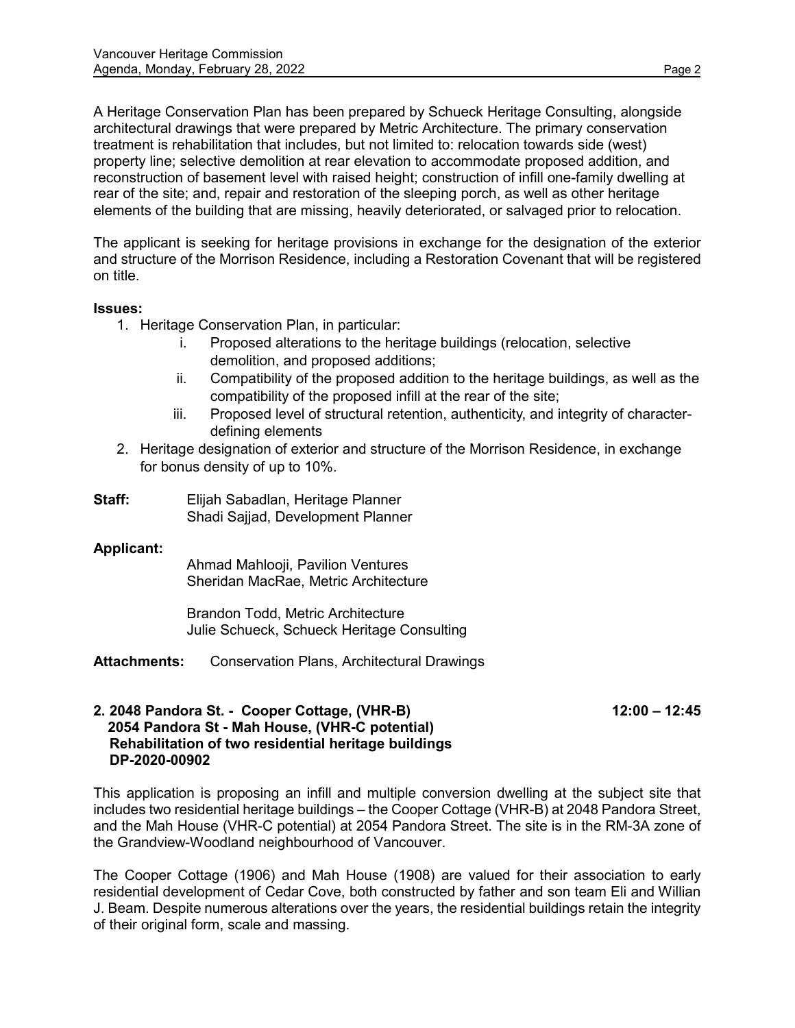A Heritage Conservation Plan has been prepared by Schueck Heritage Consulting, alongside architectural drawings that were prepared by Metric Architecture. The primary conservation treatment is rehabilitation that includes, but not limited to: relocation towards side (west) property line; selective demolition at rear elevation to accommodate proposed addition, and reconstruction of basement level with raised height; construction of infill one-family dwelling at rear of the site; and, repair and restoration of the sleeping porch, as well as other heritage elements of the building that are missing, heavily deteriorated, or salvaged prior to relocation.

The applicant is seeking for heritage provisions in exchange for the designation of the exterior and structure of the Morrison Residence, including a Restoration Covenant that will be registered on title.

**Issues:**

1. Heritage Conservation Plan, in particular:
    i. Proposed alterations to the heritage buildings (relocation, selective demolition, and proposed additions;
    ii. Compatibility of the proposed addition to the heritage buildings, as well as the compatibility of the proposed infill at the rear of the site;
    iii. Proposed level of structural retention, authenticity, and integrity of character-defining elements
2. Heritage designation of exterior and structure of the Morrison Residence, in exchange for bonus density of up to 10%.

**Staff:** Elijah Sabadlan, Heritage Planner
Shadi Sajjad, Development Planner

**Applicant:**
Ahmad Mahlooji, Pavilion Ventures
Sheridan MacRae, Metric Architecture

Brandon Todd, Metric Architecture
Julie Schueck, Schueck Heritage Consulting

**Attachments:** Conservation Plans, Architectural Drawings

**2. 2048 Pandora St. - Cooper Cottage, (VHR-B) — 12:00 – 12:45**
**2054 Pandora St - Mah House, (VHR-C potential)**
**Rehabilitation of two residential heritage buildings**
**DP-2020-00902**

This application is proposing an infill and multiple conversion dwelling at the subject site that includes two residential heritage buildings – the Cooper Cottage (VHR-B) at 2048 Pandora Street, and the Mah House (VHR-C potential) at 2054 Pandora Street. The site is in the RM-3A zone of the Grandview-Woodland neighbourhood of Vancouver.

The Cooper Cottage (1906) and Mah House (1908) are valued for their association to early residential development of Cedar Cove, both constructed by father and son team Eli and Willian J. Beam. Despite numerous alterations over the years, the residential buildings retain the integrity of their original form, scale and massing.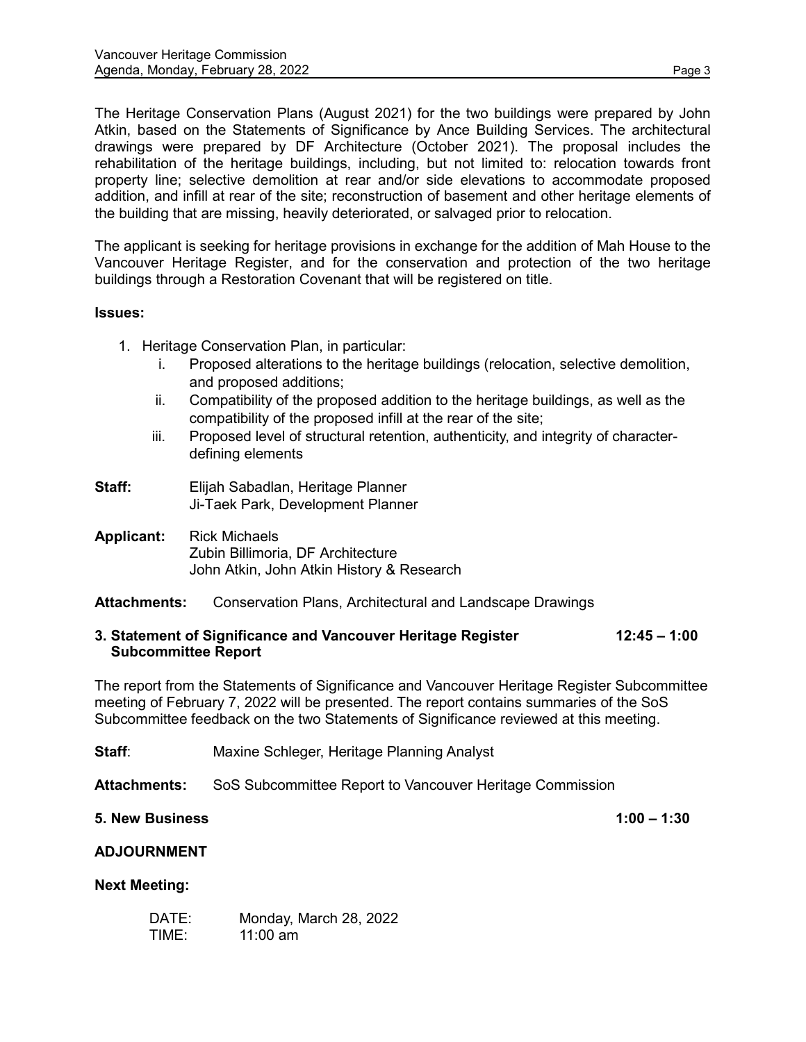The Heritage Conservation Plans (August 2021) for the two buildings were prepared by John Atkin, based on the Statements of Significance by Ance Building Services. The architectural drawings were prepared by DF Architecture (October 2021). The proposal includes the rehabilitation of the heritage buildings, including, but not limited to: relocation towards front property line; selective demolition at rear and/or side elevations to accommodate proposed addition, and infill at rear of the site; reconstruction of basement and other heritage elements of the building that are missing, heavily deteriorated, or salvaged prior to relocation.

The applicant is seeking for heritage provisions in exchange for the addition of Mah House to the Vancouver Heritage Register, and for the conservation and protection of the two heritage buildings through a Restoration Covenant that will be registered on title.

**Issues:**

1. Heritage Conservation Plan, in particular:
   i. Proposed alterations to the heritage buildings (relocation, selective demolition, and proposed additions;
   ii. Compatibility of the proposed addition to the heritage buildings, as well as the compatibility of the proposed infill at the rear of the site;
   iii. Proposed level of structural retention, authenticity, and integrity of character-defining elements

**Staff:** Elijah Sabadlan, Heritage Planner
Ji-Taek Park, Development Planner

**Applicant:** Rick Michaels
Zubin Billimoria, DF Architecture
John Atkin, John Atkin History & Research

**Attachments:** Conservation Plans, Architectural and Landscape Drawings

**3. Statement of Significance and Vancouver Heritage Register Subcommittee Report** **12:45 – 1:00**

The report from the Statements of Significance and Vancouver Heritage Register Subcommittee meeting of February 7, 2022 will be presented. The report contains summaries of the SoS Subcommittee feedback on the two Statements of Significance reviewed at this meeting.

**Staff**: Maxine Schleger, Heritage Planning Analyst

**Attachments:** SoS Subcommittee Report to Vancouver Heritage Commission

**5. New Business** **1:00 – 1:30**

**ADJOURNMENT**

**Next Meeting:**

DATE: Monday, March 28, 2022
TIME: 11:00 am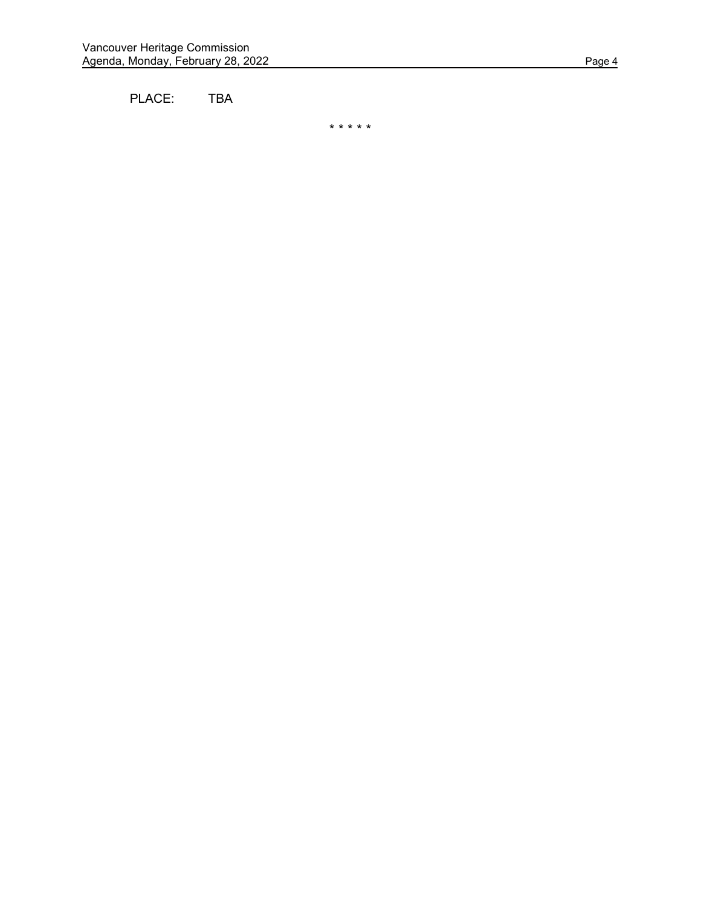PLACE: TBA

* * * * *